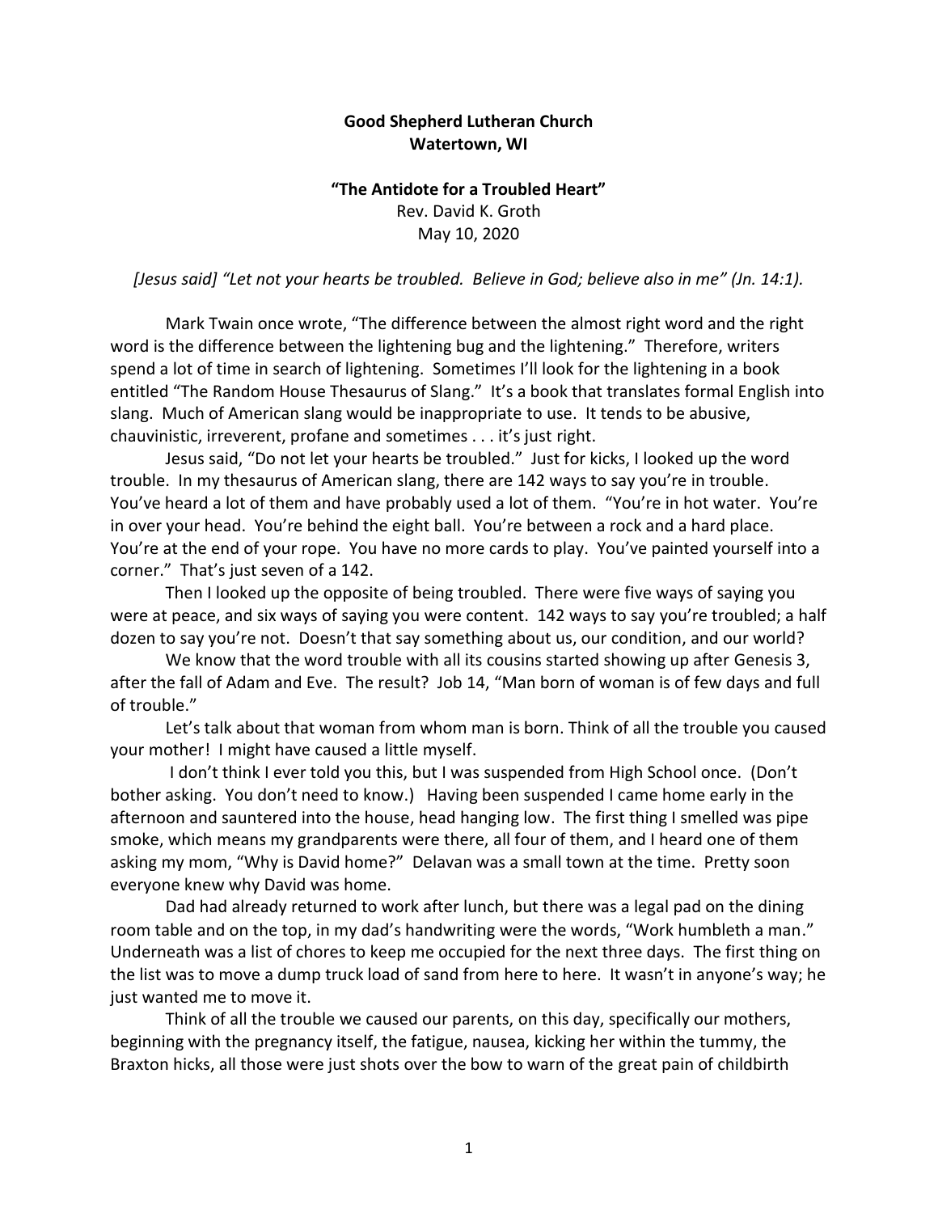**Good Shepherd Lutheran Church**
**Watertown, WI**

**"The Antidote for a Troubled Heart"**
Rev. David K. Groth
May 10, 2020

*[Jesus said] "Let not your hearts be troubled. Believe in God; believe also in me" (Jn. 14:1).*

Mark Twain once wrote, "The difference between the almost right word and the right word is the difference between the lightening bug and the lightening." Therefore, writers spend a lot of time in search of lightening. Sometimes I'll look for the lightening in a book entitled "The Random House Thesaurus of Slang." It's a book that translates formal English into slang. Much of American slang would be inappropriate to use. It tends to be abusive, chauvinistic, irreverent, profane and sometimes . . . it's just right.

Jesus said, "Do not let your hearts be troubled." Just for kicks, I looked up the word trouble. In my thesaurus of American slang, there are 142 ways to say you're in trouble. You've heard a lot of them and have probably used a lot of them. "You're in hot water. You're in over your head. You're behind the eight ball. You're between a rock and a hard place. You're at the end of your rope. You have no more cards to play. You've painted yourself into a corner." That's just seven of a 142.

Then I looked up the opposite of being troubled. There were five ways of saying you were at peace, and six ways of saying you were content. 142 ways to say you're troubled; a half dozen to say you're not. Doesn't that say something about us, our condition, and our world?

We know that the word trouble with all its cousins started showing up after Genesis 3, after the fall of Adam and Eve. The result? Job 14, "Man born of woman is of few days and full of trouble."

Let's talk about that woman from whom man is born. Think of all the trouble you caused your mother! I might have caused a little myself.

I don't think I ever told you this, but I was suspended from High School once. (Don't bother asking. You don't need to know.) Having been suspended I came home early in the afternoon and sauntered into the house, head hanging low. The first thing I smelled was pipe smoke, which means my grandparents were there, all four of them, and I heard one of them asking my mom, "Why is David home?" Delavan was a small town at the time. Pretty soon everyone knew why David was home.

Dad had already returned to work after lunch, but there was a legal pad on the dining room table and on the top, in my dad's handwriting were the words, "Work humbleth a man." Underneath was a list of chores to keep me occupied for the next three days. The first thing on the list was to move a dump truck load of sand from here to here. It wasn't in anyone's way; he just wanted me to move it.

Think of all the trouble we caused our parents, on this day, specifically our mothers, beginning with the pregnancy itself, the fatigue, nausea, kicking her within the tummy, the Braxton hicks, all those were just shots over the bow to warn of the great pain of childbirth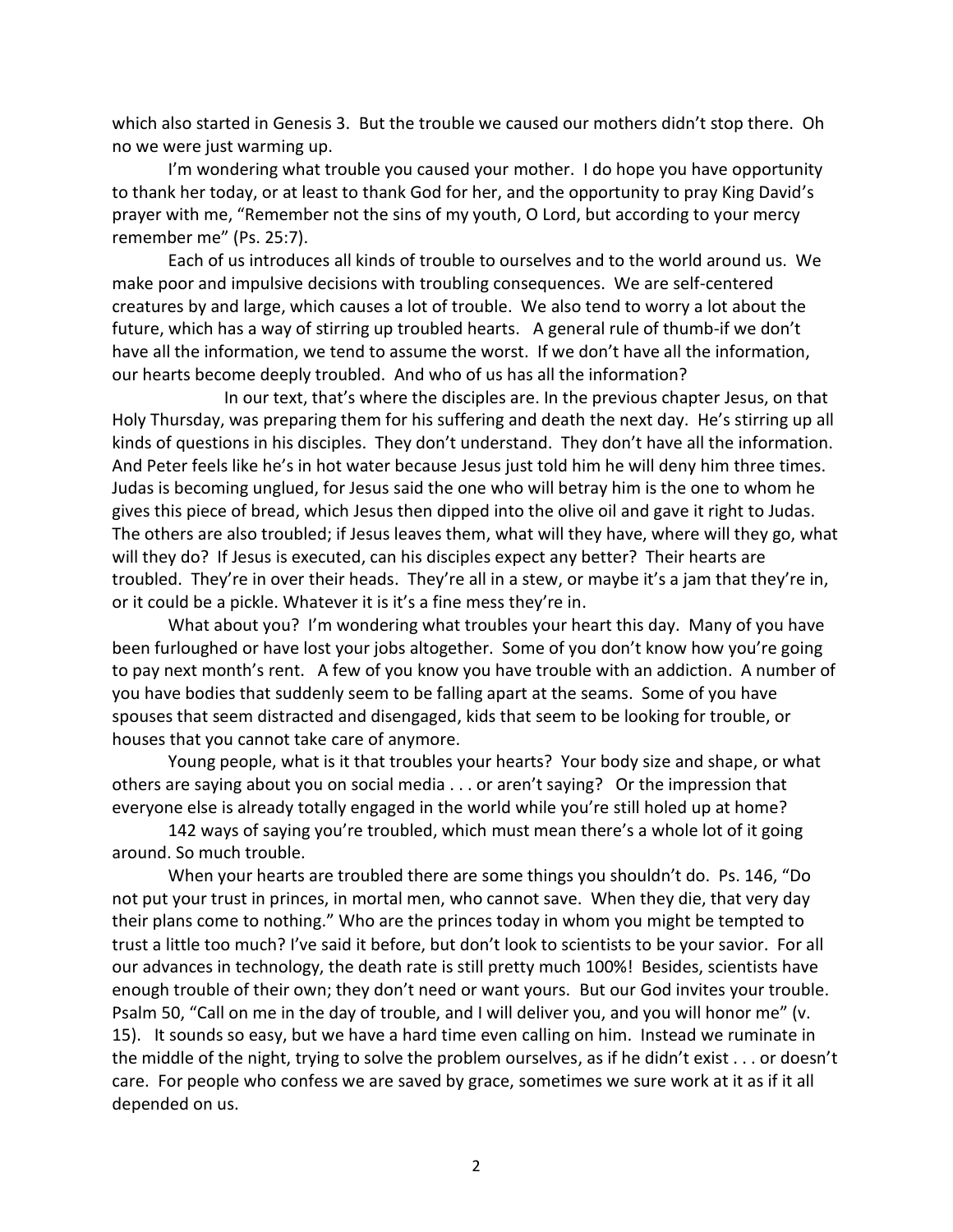which also started in Genesis 3. But the trouble we caused our mothers didn't stop there. Oh no we were just warming up.

I'm wondering what trouble you caused your mother. I do hope you have opportunity to thank her today, or at least to thank God for her, and the opportunity to pray King David's prayer with me, "Remember not the sins of my youth, O Lord, but according to your mercy remember me" (Ps. 25:7).

Each of us introduces all kinds of trouble to ourselves and to the world around us. We make poor and impulsive decisions with troubling consequences. We are self-centered creatures by and large, which causes a lot of trouble. We also tend to worry a lot about the future, which has a way of stirring up troubled hearts. A general rule of thumb-if we don't have all the information, we tend to assume the worst. If we don't have all the information, our hearts become deeply troubled. And who of us has all the information?

In our text, that's where the disciples are. In the previous chapter Jesus, on that Holy Thursday, was preparing them for his suffering and death the next day. He's stirring up all kinds of questions in his disciples. They don't understand. They don't have all the information. And Peter feels like he's in hot water because Jesus just told him he will deny him three times. Judas is becoming unglued, for Jesus said the one who will betray him is the one to whom he gives this piece of bread, which Jesus then dipped into the olive oil and gave it right to Judas. The others are also troubled; if Jesus leaves them, what will they have, where will they go, what will they do? If Jesus is executed, can his disciples expect any better? Their hearts are troubled. They're in over their heads. They're all in a stew, or maybe it's a jam that they're in, or it could be a pickle. Whatever it is it's a fine mess they're in.

What about you? I'm wondering what troubles your heart this day. Many of you have been furloughed or have lost your jobs altogether. Some of you don't know how you're going to pay next month's rent. A few of you know you have trouble with an addiction. A number of you have bodies that suddenly seem to be falling apart at the seams. Some of you have spouses that seem distracted and disengaged, kids that seem to be looking for trouble, or houses that you cannot take care of anymore.

Young people, what is it that troubles your hearts? Your body size and shape, or what others are saying about you on social media . . . or aren't saying? Or the impression that everyone else is already totally engaged in the world while you're still holed up at home?

142 ways of saying you're troubled, which must mean there's a whole lot of it going around. So much trouble.

When your hearts are troubled there are some things you shouldn't do. Ps. 146, "Do not put your trust in princes, in mortal men, who cannot save. When they die, that very day their plans come to nothing." Who are the princes today in whom you might be tempted to trust a little too much? I've said it before, but don't look to scientists to be your savior. For all our advances in technology, the death rate is still pretty much 100%! Besides, scientists have enough trouble of their own; they don't need or want yours. But our God invites your trouble. Psalm 50, "Call on me in the day of trouble, and I will deliver you, and you will honor me" (v. 15). It sounds so easy, but we have a hard time even calling on him. Instead we ruminate in the middle of the night, trying to solve the problem ourselves, as if he didn't exist . . . or doesn't care. For people who confess we are saved by grace, sometimes we sure work at it as if it all depended on us.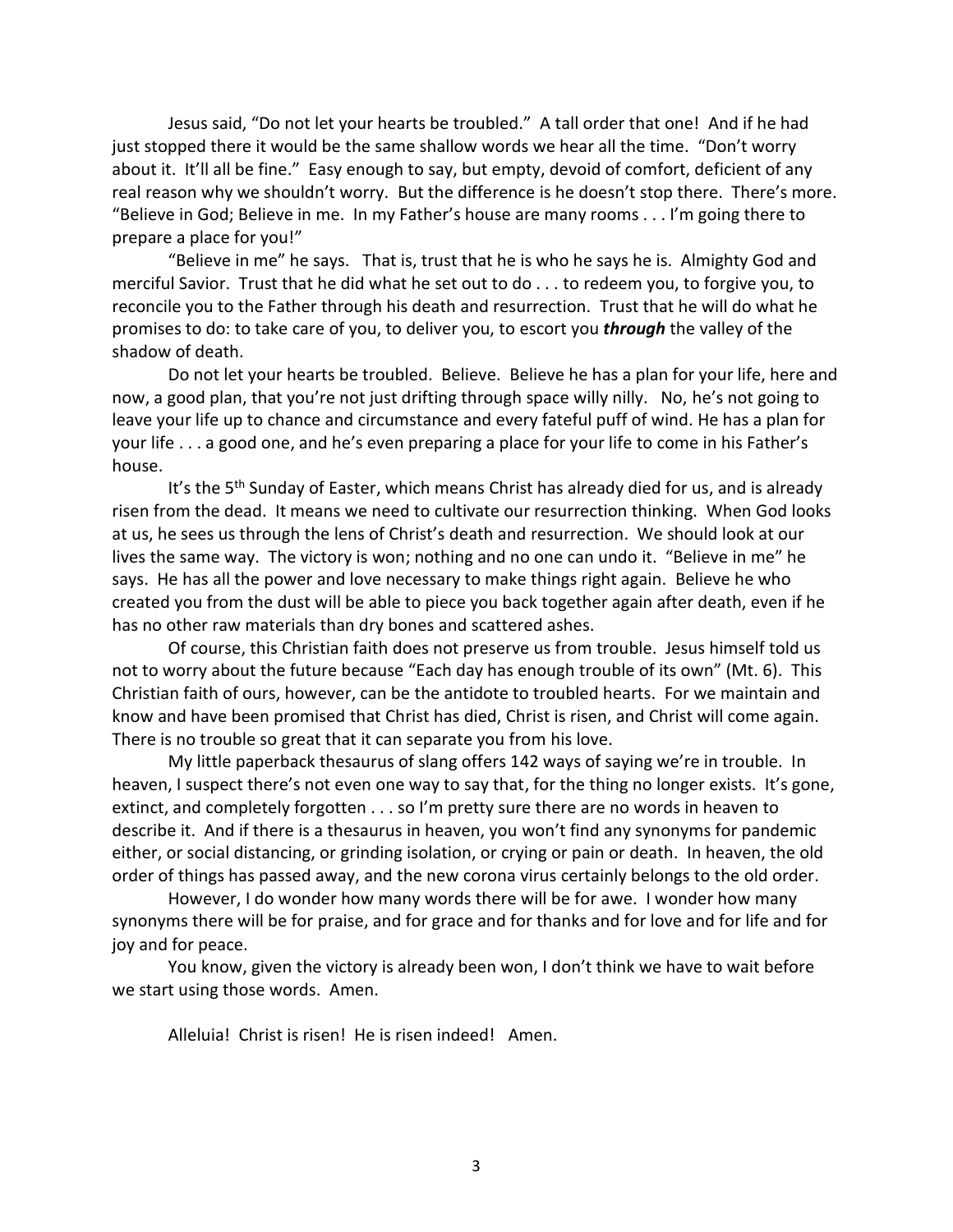Jesus said, "Do not let your hearts be troubled." A tall order that one! And if he had just stopped there it would be the same shallow words we hear all the time. "Don't worry about it. It'll all be fine." Easy enough to say, but empty, devoid of comfort, deficient of any real reason why we shouldn't worry. But the difference is he doesn't stop there. There's more. "Believe in God; Believe in me. In my Father's house are many rooms . . . I'm going there to prepare a place for you!"

"Believe in me" he says. That is, trust that he is who he says he is. Almighty God and merciful Savior. Trust that he did what he set out to do . . . to redeem you, to forgive you, to reconcile you to the Father through his death and resurrection. Trust that he will do what he promises to do: to take care of you, to deliver you, to escort you ***through*** the valley of the shadow of death.

Do not let your hearts be troubled. Believe. Believe he has a plan for your life, here and now, a good plan, that you're not just drifting through space willy nilly. No, he's not going to leave your life up to chance and circumstance and every fateful puff of wind. He has a plan for your life . . . a good one, and he's even preparing a place for your life to come in his Father's house.

It's the 5th Sunday of Easter, which means Christ has already died for us, and is already risen from the dead. It means we need to cultivate our resurrection thinking. When God looks at us, he sees us through the lens of Christ's death and resurrection. We should look at our lives the same way. The victory is won; nothing and no one can undo it. "Believe in me" he says. He has all the power and love necessary to make things right again. Believe he who created you from the dust will be able to piece you back together again after death, even if he has no other raw materials than dry bones and scattered ashes.

Of course, this Christian faith does not preserve us from trouble. Jesus himself told us not to worry about the future because "Each day has enough trouble of its own" (Mt. 6). This Christian faith of ours, however, can be the antidote to troubled hearts. For we maintain and know and have been promised that Christ has died, Christ is risen, and Christ will come again. There is no trouble so great that it can separate you from his love.

My little paperback thesaurus of slang offers 142 ways of saying we're in trouble. In heaven, I suspect there's not even one way to say that, for the thing no longer exists. It's gone, extinct, and completely forgotten . . . so I'm pretty sure there are no words in heaven to describe it. And if there is a thesaurus in heaven, you won't find any synonyms for pandemic either, or social distancing, or grinding isolation, or crying or pain or death. In heaven, the old order of things has passed away, and the new corona virus certainly belongs to the old order.

However, I do wonder how many words there will be for awe. I wonder how many synonyms there will be for praise, and for grace and for thanks and for love and for life and for joy and for peace.

You know, given the victory is already been won, I don't think we have to wait before we start using those words. Amen.

Alleluia! Christ is risen! He is risen indeed! Amen.